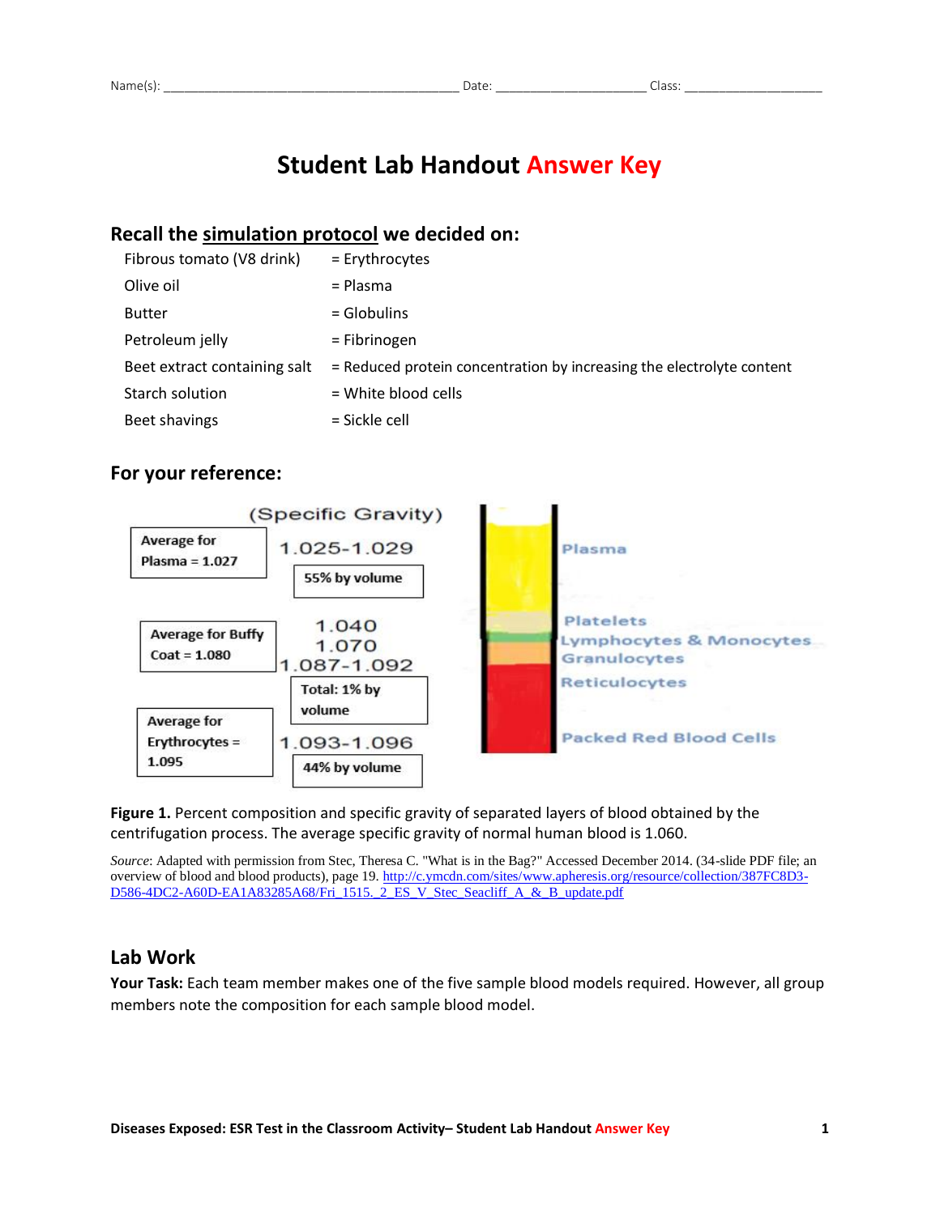Name(s): ___________________________________________ Date: _____________________ Class: ___________________

# Student Lab Handout Answer Key

## Recall the simulation protocol we decided on:

| | |
|---|---|
| Fibrous tomato (V8 drink) | = Erythrocytes |
| Olive oil | = Plasma |
| Butter | = Globulins |
| Petroleum jelly | = Fibrinogen |
| Beet extract containing salt | = Reduced protein concentration by increasing the electrolyte content |
| Starch solution | = White blood cells |
| Beet shavings | = Sickle cell |

## For your reference:

(Specific Gravity)

Average for Plasma = 1.027

1.025-1.029

55% by volume

Average for Buffy Coat = 1.080

1.040

1.070

1.087-1.092

Total: 1% by volume

Average for Erythrocytes = 1.095

1.093-1.096

44% by volume

Plasma

Platelets

Lymphocytes & Monocytes

Granulocytes

Reticulocytes

Packed Red Blood Cells

**Figure 1.** Percent composition and specific gravity of separated layers of blood obtained by the centrifugation process. The average specific gravity of normal human blood is 1.060.

*Source*: Adapted with permission from Stec, Theresa C. "What is in the Bag?" Accessed December 2014. (34-slide PDF file; an overview of blood and blood products), page 19. http://c.ymcdn.com/sites/www.apheresis.org/resource/collection/387FC8D3-D586-4DC2-A60D-EA1A83285A68/Fri_1515._2_ES_V_Stec_Seacliff_A_&_B_update.pdf

## Lab Work

**Your Task:** Each team member makes one of the five sample blood models required. However, all group members note the composition for each sample blood model.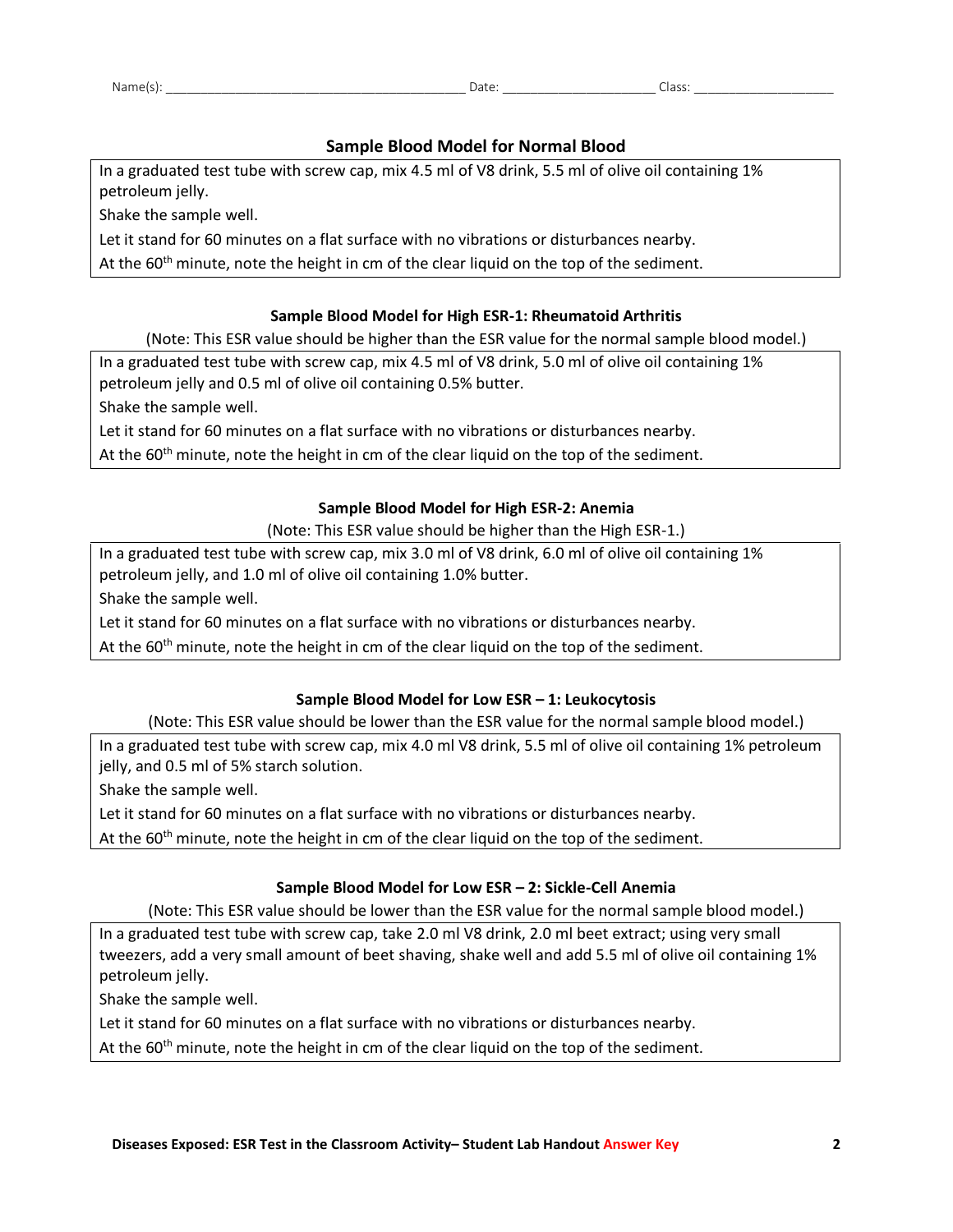Name(s): ________________________________________ Date: ____________________ Class: __________________

## Sample Blood Model for Normal Blood

In a graduated test tube with screw cap, mix 4.5 ml of V8 drink, 5.5 ml of olive oil containing 1% petroleum jelly.

Shake the sample well.

Let it stand for 60 minutes on a flat surface with no vibrations or disturbances nearby.

At the 60th minute, note the height in cm of the clear liquid on the top of the sediment.

### Sample Blood Model for High ESR-1: Rheumatoid Arthritis

(Note: This ESR value should be higher than the ESR value for the normal sample blood model.)

In a graduated test tube with screw cap, mix 4.5 ml of V8 drink, 5.0 ml of olive oil containing 1% petroleum jelly and 0.5 ml of olive oil containing 0.5% butter.

Shake the sample well.

Let it stand for 60 minutes on a flat surface with no vibrations or disturbances nearby.

At the 60th minute, note the height in cm of the clear liquid on the top of the sediment.

### Sample Blood Model for High ESR-2: Anemia

(Note: This ESR value should be higher than the High ESR-1.)

In a graduated test tube with screw cap, mix 3.0 ml of V8 drink, 6.0 ml of olive oil containing 1% petroleum jelly, and 1.0 ml of olive oil containing 1.0% butter.

Shake the sample well.

Let it stand for 60 minutes on a flat surface with no vibrations or disturbances nearby.

At the 60th minute, note the height in cm of the clear liquid on the top of the sediment.

### Sample Blood Model for Low ESR – 1: Leukocytosis

(Note: This ESR value should be lower than the ESR value for the normal sample blood model.)

In a graduated test tube with screw cap, mix 4.0 ml V8 drink, 5.5 ml of olive oil containing 1% petroleum jelly, and 0.5 ml of 5% starch solution.

Shake the sample well.

Let it stand for 60 minutes on a flat surface with no vibrations or disturbances nearby.

At the 60th minute, note the height in cm of the clear liquid on the top of the sediment.

### Sample Blood Model for Low ESR – 2: Sickle-Cell Anemia

(Note: This ESR value should be lower than the ESR value for the normal sample blood model.)

In a graduated test tube with screw cap, take 2.0 ml V8 drink, 2.0 ml beet extract; using very small tweezers, add a very small amount of beet shaving, shake well and add 5.5 ml of olive oil containing 1% petroleum jelly.

Shake the sample well.

Let it stand for 60 minutes on a flat surface with no vibrations or disturbances nearby.

At the 60th minute, note the height in cm of the clear liquid on the top of the sediment.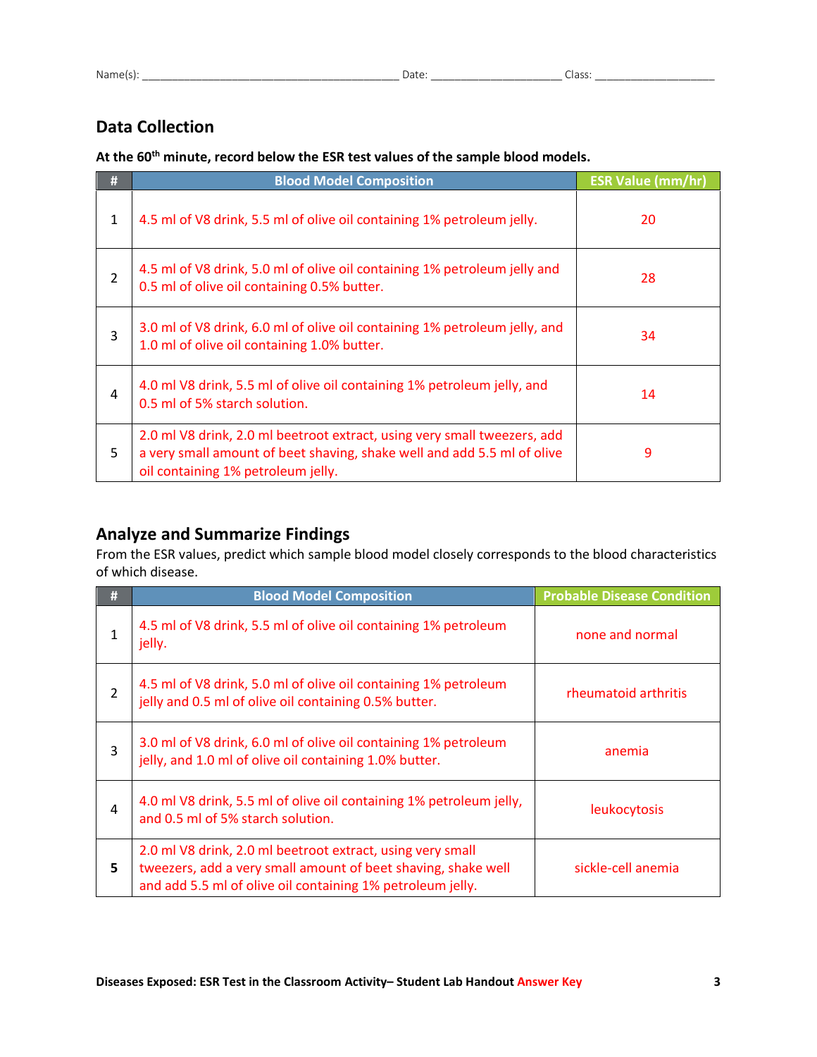Name(s): _______________________________________ Date: ____________________ Class: __________________

## Data Collection

**At the 60th minute, record below the ESR test values of the sample blood models.**

| # | Blood Model Composition | ESR Value (mm/hr) |
|---|---|---|
| 1 | 4.5 ml of V8 drink, 5.5 ml of olive oil containing 1% petroleum jelly. | 20 |
| 2 | 4.5 ml of V8 drink, 5.0 ml of olive oil containing 1% petroleum jelly and 0.5 ml of olive oil containing 0.5% butter. | 28 |
| 3 | 3.0 ml of V8 drink, 6.0 ml of olive oil containing 1% petroleum jelly, and 1.0 ml of olive oil containing 1.0% butter. | 34 |
| 4 | 4.0 ml V8 drink, 5.5 ml of olive oil containing 1% petroleum jelly, and 0.5 ml of 5% starch solution. | 14 |
| 5 | 2.0 ml V8 drink, 2.0 ml beetroot extract, using very small tweezers, add a very small amount of beet shaving, shake well and add 5.5 ml of olive oil containing 1% petroleum jelly. | 9 |

## Analyze and Summarize Findings

From the ESR values, predict which sample blood model closely corresponds to the blood characteristics of which disease.

| # | Blood Model Composition | Probable Disease Condition |
|---|---|---|
| 1 | 4.5 ml of V8 drink, 5.5 ml of olive oil containing 1% petroleum jelly. | none and normal |
| 2 | 4.5 ml of V8 drink, 5.0 ml of olive oil containing 1% petroleum jelly and 0.5 ml of olive oil containing 0.5% butter. | rheumatoid arthritis |
| 3 | 3.0 ml of V8 drink, 6.0 ml of olive oil containing 1% petroleum jelly, and 1.0 ml of olive oil containing 1.0% butter. | anemia |
| 4 | 4.0 ml V8 drink, 5.5 ml of olive oil containing 1% petroleum jelly, and 0.5 ml of 5% starch solution. | leukocytosis |
| **5** | 2.0 ml V8 drink, 2.0 ml beetroot extract, using very small tweezers, add a very small amount of beet shaving, shake well and add 5.5 ml of olive oil containing 1% petroleum jelly. | sickle-cell anemia |

**Diseases Exposed: ESR Test in the Classroom Activity– Student Lab Handout Answer Key**